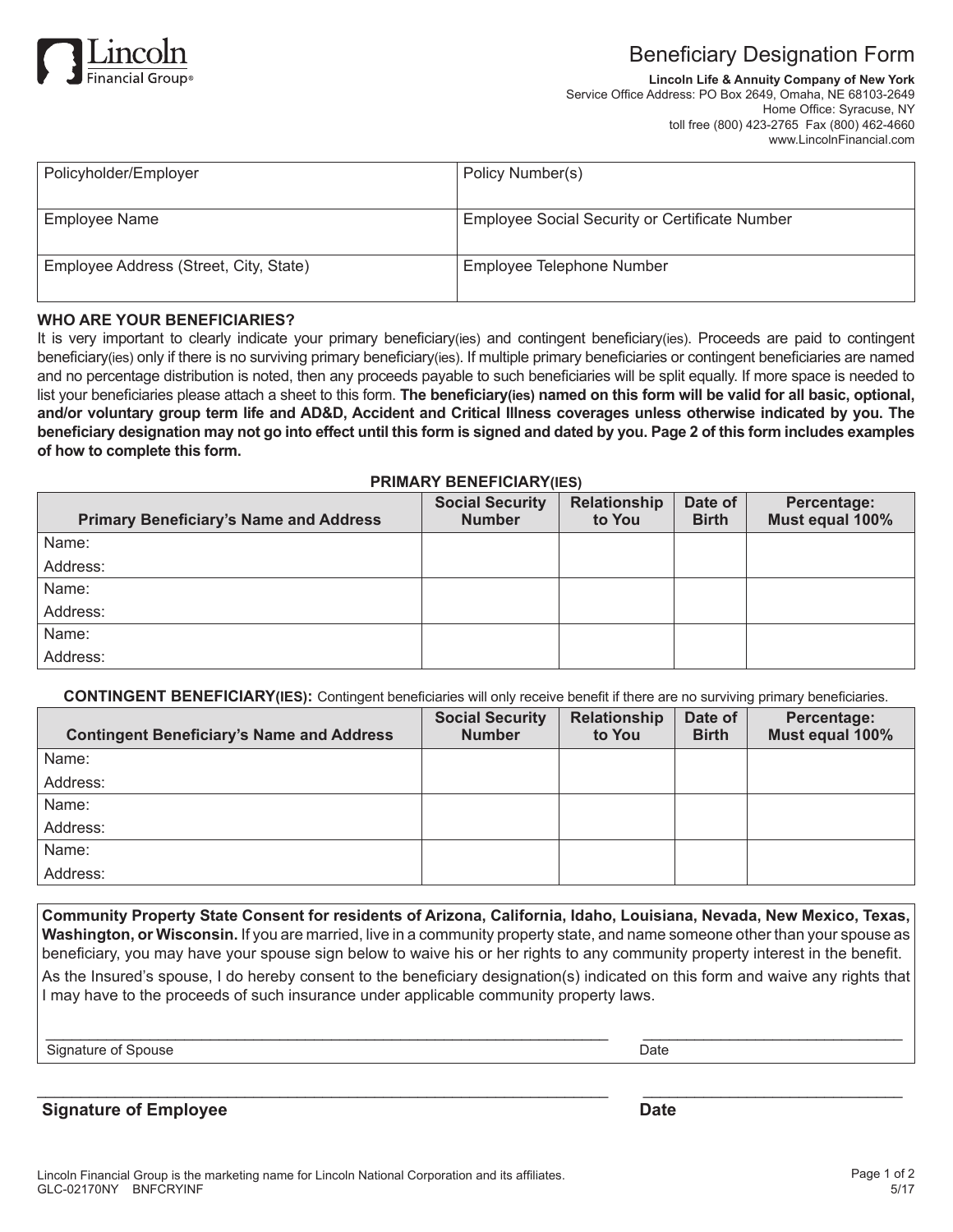Lincoln Financial Group®

# Beneficiary Design­ation Form

**Lincoln Life & Annuity Company of New York**
Service Office Address: PO Box 2649, Omaha, NE 68103-2649
Home Office: Syracuse, NY
toll free (800) 423-2765 Fax (800) 462-4660
www.LincolnFinancial.com

| Policyholder/Employer | Policy Number(s) |
|---|---|
| Employee Name | Employee Social Security or Certificate Number |
| Employee Address (Street, City, State) | Employee Telephone Number |

**WHO ARE YOUR BENEFICIARIES?**

It is very important to clearly indicate your primary beneficiary(ies) and contingent beneficiary(ies). Proceeds are paid to contingent beneficiary(ies) only if there is no surviving primary beneficiary(ies). If multiple primary beneficiaries or contingent beneficiaries are named and no percentage distribution is noted, then any proceeds payable to such beneficiaries will be split equally. If more space is needed to list your beneficiaries please attach a sheet to this form. **The beneficiary(ies) named on this form will be valid for all basic, optional, and/or voluntary group term life and AD&D, Accident and Critical Illness coverages unless otherwise indicated by you. The beneficiary designation may not go into effect until this form is signed and dated by you. Page 2 of this form includes examples of how to complete this form.**

**PRIMARY BENEFICIARY(IES)**

| Primary Beneficiary's Name and Address | Social Security Number | Relationship to You | Date of Birth | Percentage: Must equal 100% |
|---|---|---|---|---|
| Name:<br>Address: | | | | |
| Name:<br>Address: | | | | |
| Name:<br>Address: | | | | |

**CONTINGENT BENEFICIARY(IES):** Contingent beneficiaries will only receive benefit if there are no surviving primary beneficiaries.

| Contingent Beneficiary's Name and Address | Social Security Number | Relationship to You | Date of Birth | Percentage: Must equal 100% |
|---|---|---|---|---|
| Name:<br>Address: | | | | |
| Name:<br>Address: | | | | |
| Name:<br>Address: | | | | |

**Community Property State Consent for residents of Arizona, California, Idaho, Louisiana, Nevada, New Mexico, Texas, Washington, or Wisconsin.** If you are married, live in a community property state, and name someone other than your spouse as beneficiary, you may have your spouse sign below to waive his or her rights to any community property interest in the benefit.

As the Insured's spouse, I do hereby consent to the beneficiary designation(s) indicated on this form and waive any rights that I may have to the proceeds of such insurance under applicable community property laws.

\_\_\_\_\_\_\_\_\_\_\_\_\_\_\_\_\_\_\_\_\_\_\_\_\_\_\_\_\_\_\_\_\_\_\_\_\_\_\_\_ \_\_\_\_\_\_\_\_\_\_\_\_\_\_\_\_\_\_\_\_
Signature of Spouse Date

\_\_\_\_\_\_\_\_\_\_\_\_\_\_\_\_\_\_\_\_\_\_\_\_\_\_\_\_\_\_\_\_\_\_\_\_\_\_\_\_ \_\_\_\_\_\_\_\_\_\_\_\_\_\_\_\_\_\_\_\_
**Signature of Employee** **Date**

Lincoln Financial Group is the marketing name for Lincoln National Corporation and its affiliates.
GLC-02170NY BNFCRYINF 5/17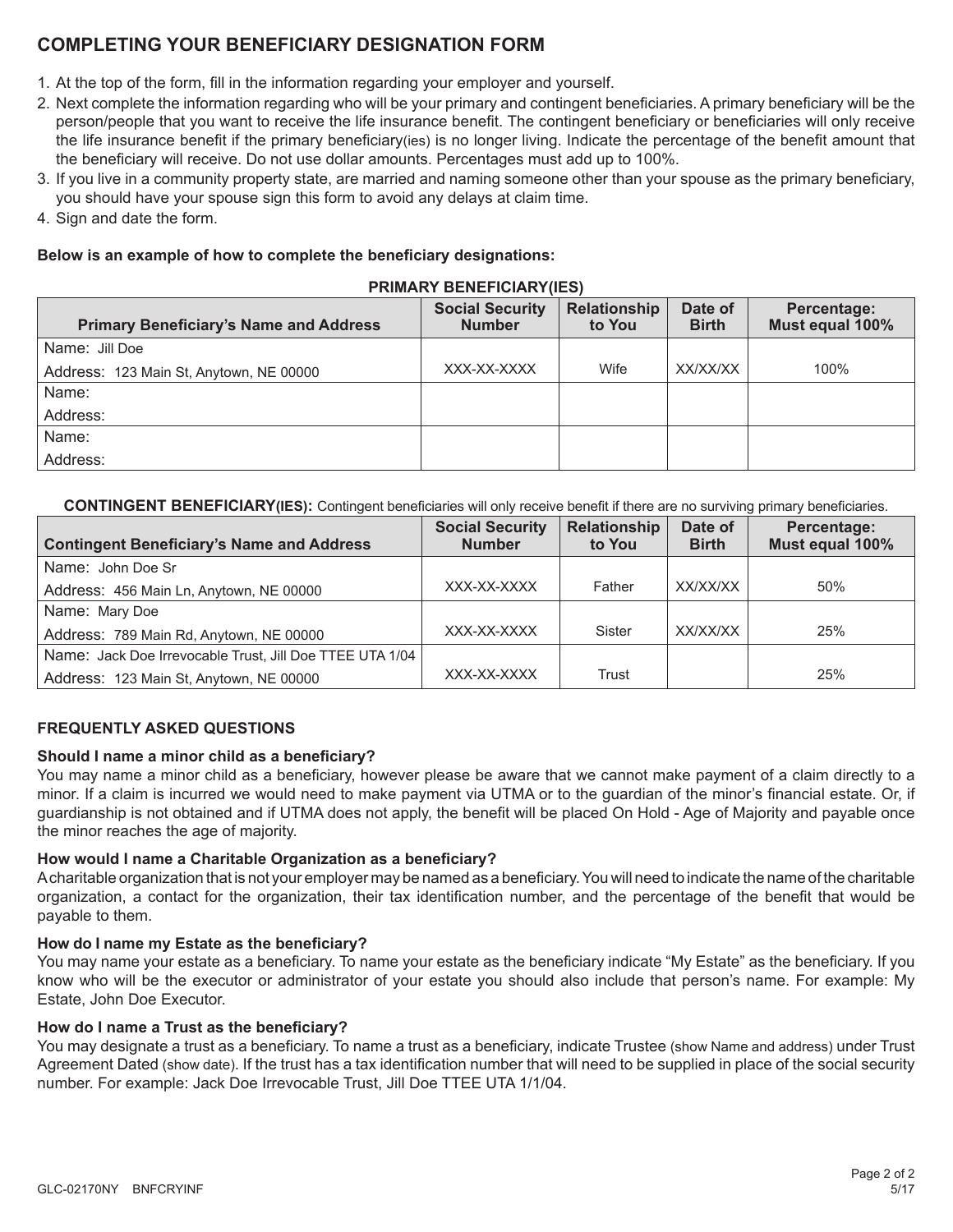## COMPLETING YOUR BENEFICIARY DESIGNATION FORM

1. At the top of the form, fill in the information regarding your employer and yourself.
2. Next complete the information regarding who will be your primary and contingent beneficiaries. A primary beneficiary will be the person/people that you want to receive the life insurance benefit. The contingent beneficiary or beneficiaries will only receive the life insurance benefit if the primary beneficiary(ies) is no longer living. Indicate the percentage of the benefit amount that the beneficiary will receive. Do not use dollar amounts. Percentages must add up to 100%.
3. If you live in a community property state, are married and naming someone other than your spouse as the primary beneficiary, you should have your spouse sign this form to avoid any delays at claim time.
4. Sign and date the form.

**Below is an example of how to complete the beneficiary designations:**

**PRIMARY BENEFICIARY(IES)**

| Primary Beneficiary's Name and Address | Social Security Number | Relationship to You | Date of Birth | Percentage: Must equal 100% |
|---|---|---|---|---|
| Name: Jill Doe<br>Address: 123 Main St, Anytown, NE 00000 | XXX-XX-XXXX | Wife | XX/XX/XX | 100% |
| Name:<br>Address: | | | | |
| Name:<br>Address: | | | | |

**CONTINGENT BENEFICIARY(IES):** Contingent beneficiaries will only receive benefit if there are no surviving primary beneficiaries.

| Contingent Beneficiary's Name and Address | Social Security Number | Relationship to You | Date of Birth | Percentage: Must equal 100% |
|---|---|---|---|---|
| Name: John Doe Sr<br>Address: 456 Main Ln, Anytown, NE 00000 | XXX-XX-XXXX | Father | XX/XX/XX | 50% |
| Name: Mary Doe<br>Address: 789 Main Rd, Anytown, NE 00000 | XXX-XX-XXXX | Sister | XX/XX/XX | 25% |
| Name: Jack Doe Irrevocable Trust, Jill Doe TTEE UTA 1/04<br>Address: 123 Main St, Anytown, NE 00000 | XXX-XX-XXXX | Trust | | 25% |

### FREQUENTLY ASKED QUESTIONS

**Should I name a minor child as a beneficiary?**

You may name a minor child as a beneficiary, however please be aware that we cannot make payment of a claim directly to a minor. If a claim is incurred we would need to make payment via UTMA or to the guardian of the minor's financial estate. Or, if guardianship is not obtained and if UTMA does not apply, the benefit will be placed On Hold - Age of Majority and payable once the minor reaches the age of majority.

**How would I name a Charitable Organization as a beneficiary?**

A charitable organization that is not your employer may be named as a beneficiary. You will need to indicate the name of the charitable organization, a contact for the organization, their tax identification number, and the percentage of the benefit that would be payable to them.

**How do I name my Estate as the beneficiary?**

You may name your estate as a beneficiary. To name your estate as the beneficiary indicate "My Estate" as the beneficiary. If you know who will be the executor or administrator of your estate you should also include that person's name. For example: My Estate, John Doe Executor.

**How do I name a Trust as the beneficiary?**

You may designate a trust as a beneficiary. To name a trust as a beneficiary, indicate Trustee (show Name and address) under Trust Agreement Dated (show date). If the trust has a tax identification number that will need to be supplied in place of the social security number. For example: Jack Doe Irrevocable Trust, Jill Doe TTEE UTA 1/1/04.

GLC-02170NY BNFCRYINF

5/17